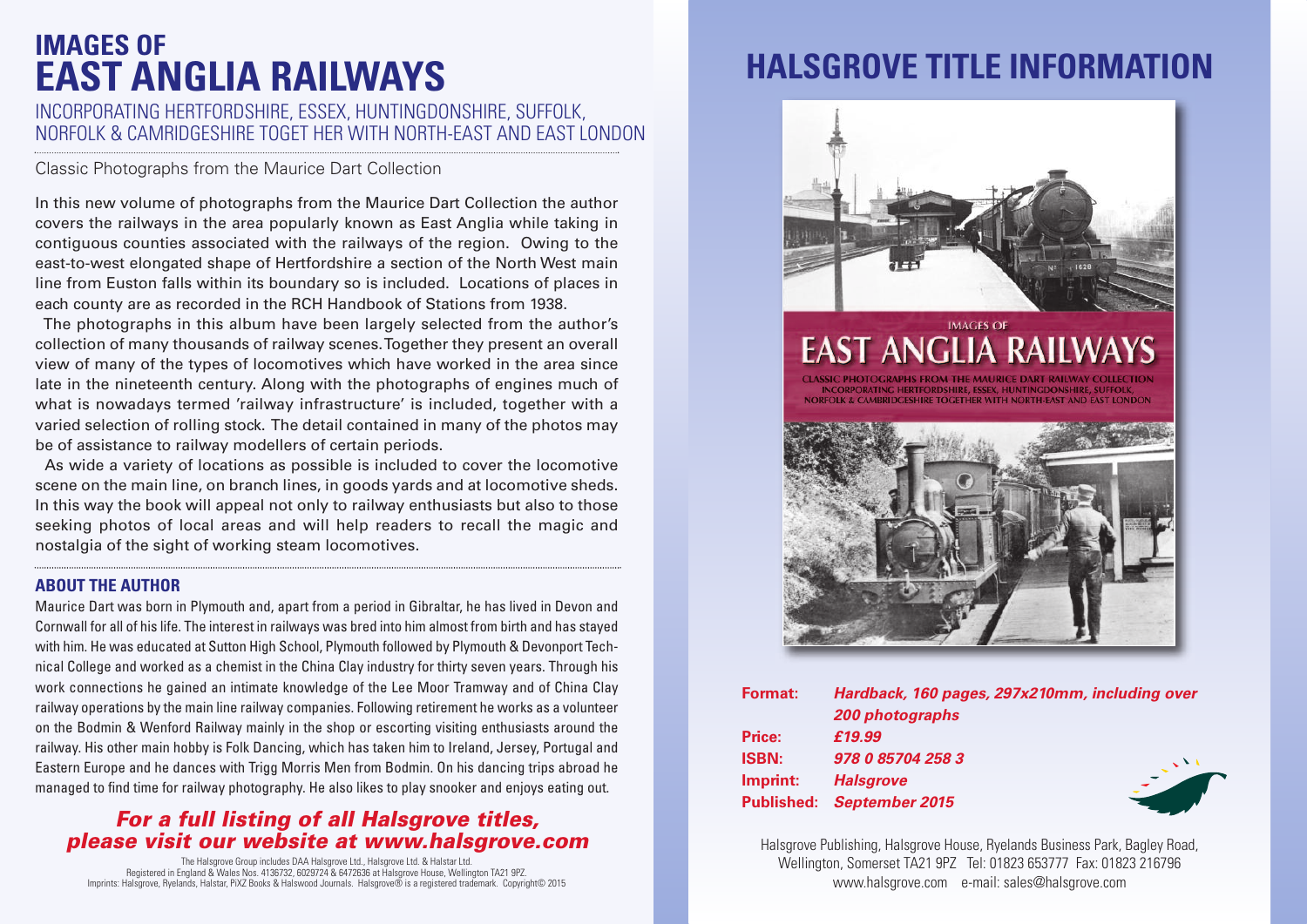# IMAGES OF EAST ANGLIA RAILWAYS

INCORPORATING HERTFORDSHIRE, ESSEX, HUNTINGDONSHIRE, SUFFOLK, NORFOLK & CAMRIDGESHIRE TOGET HER WITH NORTH-EAST AND EAST LONDON

Classic Photographs from the Maurice Dart Collection

In this new volume of photographs from the Maurice Dart Collection the author covers the railways in the area popularly known as East Anglia while taking in contiguous counties associated with the railways of the region. Owing to the east-to-west elongated shape of Hertfordshire a section of the North West main line from Euston falls within its boundary so is included. Locations of places in each county are as recorded in the RCH Handbook of Stations from 1938.

The photographs in this album have been largely selected from the author's collection of many thousands of railway scenes. Together they present an overall view of many of the types of locomotives which have worked in the area since late in the nineteenth century. Along with the photographs of engines much of what is nowadays termed 'railway infrastructure' is included, together with a varied selection of rolling stock. The detail contained in many of the photos may be of assistance to railway modellers of certain periods.

As wide a variety of locations as possible is included to cover the locomotive scene on the main line, on branch lines, in goods yards and at locomotive sheds. In this way the book will appeal not only to railway enthusiasts but also to those seeking photos of local areas and will help readers to recall the magic and nostalgia of the sight of working steam locomotives.

### ABOUT THE AUTHOR

Maurice Dart was born in Plymouth and, apart from a period in Gibraltar, he has lived in Devon and Cornwall for all of his life. The interest in railways was bred into him almost from birth and has stayed with him. He was educated at Sutton High School, Plymouth followed by Plymouth & Devonport Technical College and worked as a chemist in the China Clay industry for thirty seven years. Through his work connections he gained an intimate knowledge of the Lee Moor Tramway and of China Clay railway operations by the main line railway companies. Following retirement he works as a volunteer on the Bodmin & Wenford Railway mainly in the shop or escorting visiting enthusiasts around the railway. His other main hobby is Folk Dancing, which has taken him to Ireland, Jersey, Portugal and Eastern Europe and he dances with Trigg Morris Men from Bodmin. On his dancing trips abroad he managed to find time for railway photography. He also likes to play snooker and enjoys eating out.

***For a full listing of all Halsgrove titles, please visit our website at www.halsgrove.com***

The Halsgrove Group includes DAA Halsgrove Ltd., Halsgrove Ltd. & Halstar Ltd.
Registered in England & Wales Nos. 4136732, 6029724 & 6472636 at Halsgrove House, Wellington TA21 9PZ.
Imprints: Halsgrove, Ryelands, Halstar, PiXZ Books & Halswood Journals. Halsgrove® is a registered trademark. Copyright© 2015

# HALSGROVE TITLE INFORMATION

IMAGES OF
EAST ANGLIA RAILWAYS
CLASSIC PHOTOGRAPHS FROM THE MAURICE DART RAILWAY COLLECTION
INCORPORATING HERTFORDSHIRE, ESSEX, HUNTINGDONSHIRE, SUFFOLK, NORFOLK & CAMBRIDGESHIRE TOGETHER WITH NORTH-EAST AND EAST LONDON

**Format:** ***Hardback, 160 pages, 297x210mm, including over 200 photographs***
**Price:** ***£19.99***
**ISBN:** ***978 0 85704 258 3***
**Imprint:** ***Halsgrove***
**Published:** ***September 2015***

Halsgrove Publishing, Halsgrove House, Ryelands Business Park, Bagley Road, Wellington, Somerset TA21 9PZ Tel: 01823 653777 Fax: 01823 216796
www.halsgrove.com e-mail: sales@halsgrove.com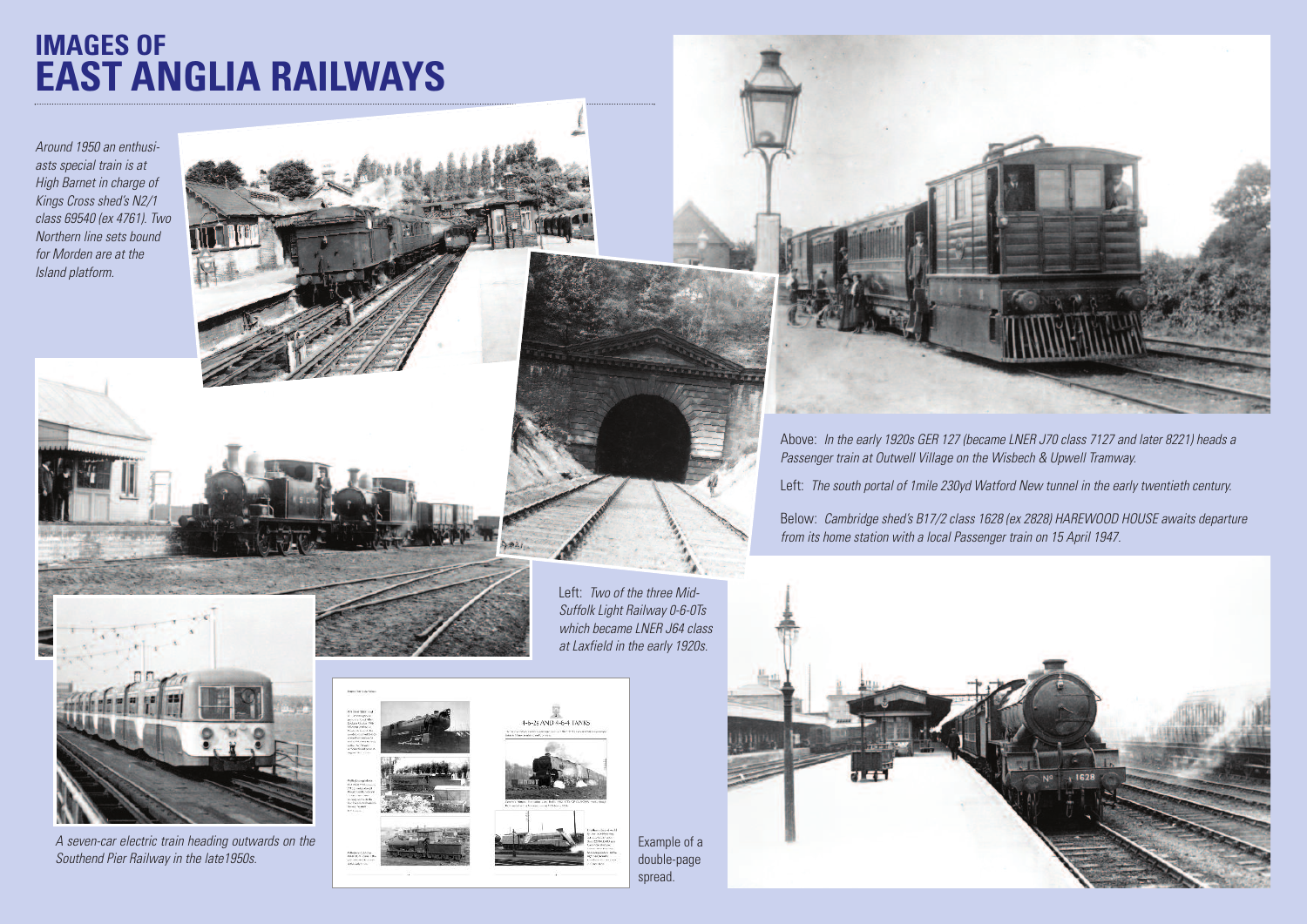# IMAGES OF
# EAST ANGLIA RAILWAYS

*Around 1950 an enthusiasts special train is at High Barnet in charge of Kings Cross shed's N2/1 class 69540 (ex 4761). Two Northern line sets bound for Morden are at the Island platform.*

Above: *In the early 1920s GER 127 (became LNER J70 class 7127 and later 8221) heads a Passenger train at Outwell Village on the Wisbech & Upwell Tramway.*

Left: *The south portal of 1mile 230yd Watford New tunnel in the early twentieth century.*

Below: *Cambridge shed's B17/2 class 1628 (ex 2828) HAREWOOD HOUSE awaits departure from its home station with a local Passenger train on 15 April 1947.*

Left: *Two of the three Mid-Suffolk Light Railway 0-6-0Ts which became LNER J64 class at Laxfield in the early 1920s.*

*A seven-car electric train heading outwards on the Southend Pier Railway in the late1950s.*

Example of a double-page spread.